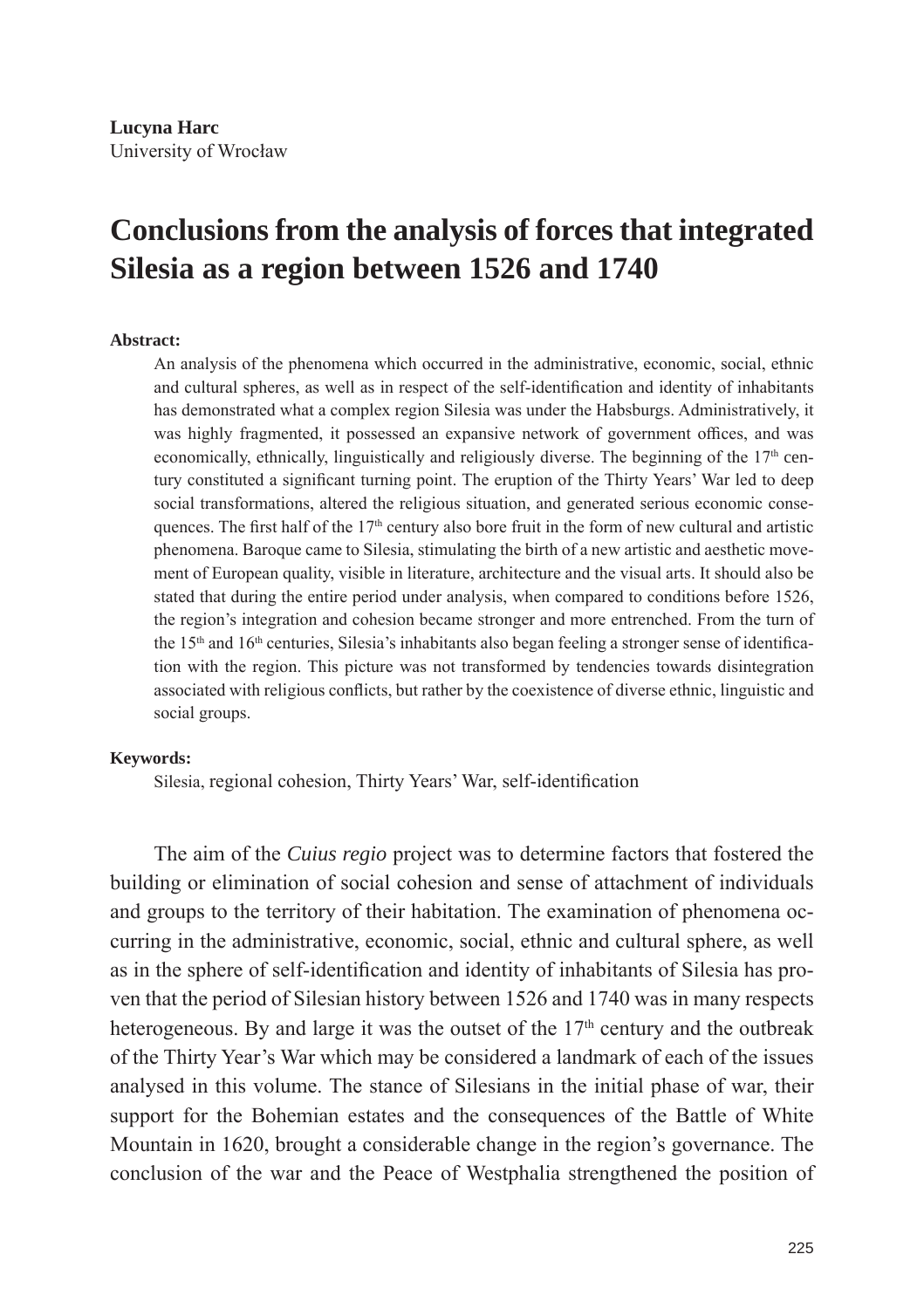**Lucyna Harc**
University of Wrocław

# Conclusions from the analysis of forces that integrated Silesia as a region between 1526 and 1740

**Abstract:**

An analysis of the phenomena which occurred in the administrative, economic, social, ethnic and cultural spheres, as well as in respect of the self-identification and identity of inhabitants has demonstrated what a complex region Silesia was under the Habsburgs. Administratively, it was highly fragmented, it possessed an expansive network of government offices, and was economically, ethnically, linguistically and religiously diverse. The beginning of the 17th century constituted a significant turning point. The eruption of the Thirty Years' War led to deep social transformations, altered the religious situation, and generated serious economic consequences. The first half of the 17th century also bore fruit in the form of new cultural and artistic phenomena. Baroque came to Silesia, stimulating the birth of a new artistic and aesthetic movement of European quality, visible in literature, architecture and the visual arts. It should also be stated that during the entire period under analysis, when compared to conditions before 1526, the region's integration and cohesion became stronger and more entrenched. From the turn of the 15th and 16th centuries, Silesia's inhabitants also began feeling a stronger sense of identification with the region. This picture was not transformed by tendencies towards disintegration associated with religious conflicts, but rather by the coexistence of diverse ethnic, linguistic and social groups.

**Keywords:**

Silesia, regional cohesion, Thirty Years' War, self-identification

The aim of the *Cuius regio* project was to determine factors that fostered the building or elimination of social cohesion and sense of attachment of individuals and groups to the territory of their habitation. The examination of phenomena occurring in the administrative, economic, social, ethnic and cultural sphere, as well as in the sphere of self-identification and identity of inhabitants of Silesia has proven that the period of Silesian history between 1526 and 1740 was in many respects heterogeneous. By and large it was the outset of the 17th century and the outbreak of the Thirty Year's War which may be considered a landmark of each of the issues analysed in this volume. The stance of Silesians in the initial phase of war, their support for the Bohemian estates and the consequences of the Battle of White Mountain in 1620, brought a considerable change in the region's governance. The conclusion of the war and the Peace of Westphalia strengthened the position of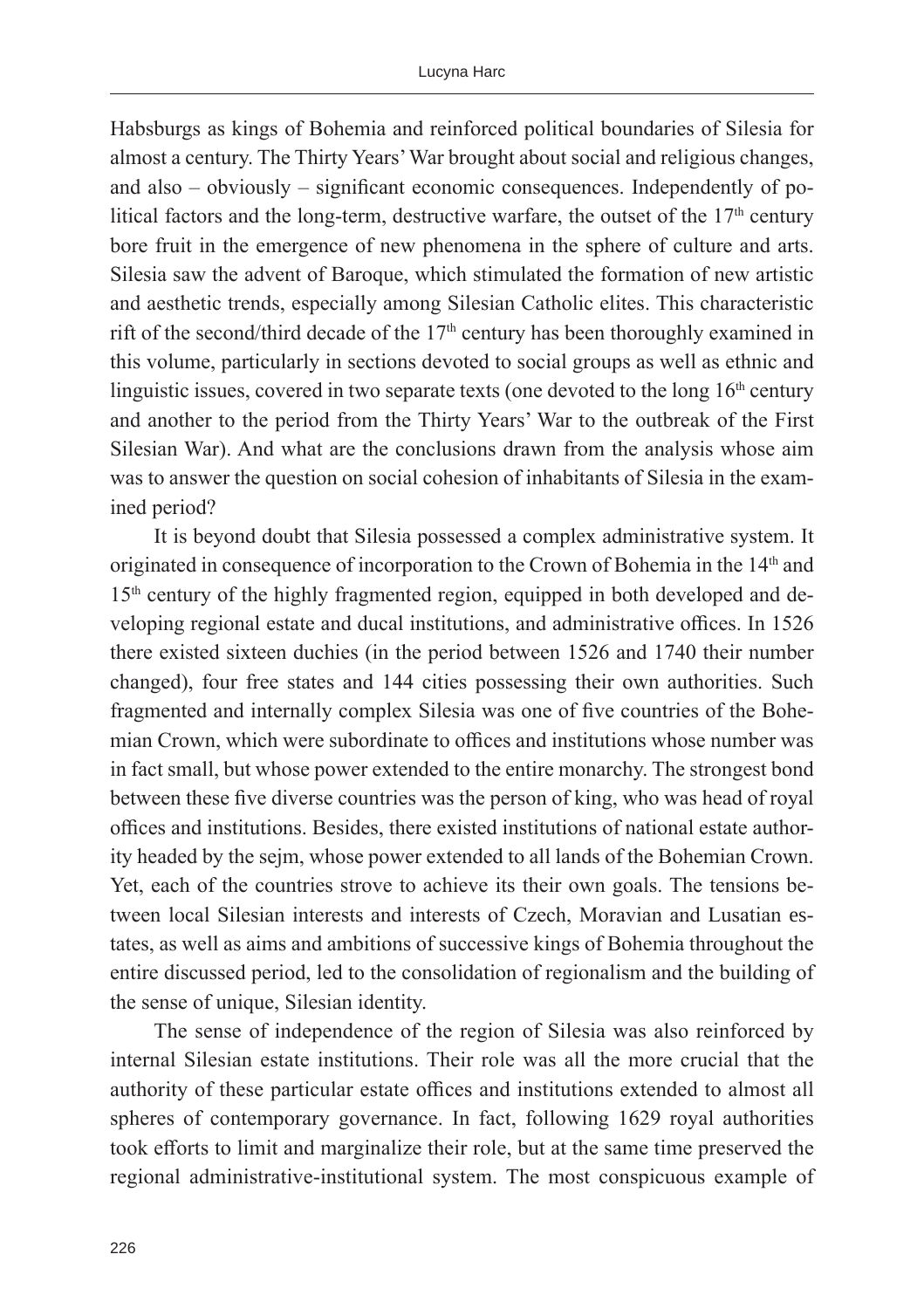Habsburgs as kings of Bohemia and reinforced political boundaries of Silesia for almost a century. The Thirty Years' War brought about social and religious changes, and also – obviously – significant economic consequences. Independently of political factors and the long-term, destructive warfare, the outset of the 17th century bore fruit in the emergence of new phenomena in the sphere of culture and arts. Silesia saw the advent of Baroque, which stimulated the formation of new artistic and aesthetic trends, especially among Silesian Catholic elites. This characteristic rift of the second/third decade of the 17th century has been thoroughly examined in this volume, particularly in sections devoted to social groups as well as ethnic and linguistic issues, covered in two separate texts (one devoted to the long 16th century and another to the period from the Thirty Years' War to the outbreak of the First Silesian War). And what are the conclusions drawn from the analysis whose aim was to answer the question on social cohesion of inhabitants of Silesia in the examined period?

It is beyond doubt that Silesia possessed a complex administrative system. It originated in consequence of incorporation to the Crown of Bohemia in the 14th and 15th century of the highly fragmented region, equipped in both developed and developing regional estate and ducal institutions, and administrative offices. In 1526 there existed sixteen duchies (in the period between 1526 and 1740 their number changed), four free states and 144 cities possessing their own authorities. Such fragmented and internally complex Silesia was one of five countries of the Bohemian Crown, which were subordinate to offices and institutions whose number was in fact small, but whose power extended to the entire monarchy. The strongest bond between these five diverse countries was the person of king, who was head of royal offices and institutions. Besides, there existed institutions of national estate authority headed by the sejm, whose power extended to all lands of the Bohemian Crown. Yet, each of the countries strove to achieve its their own goals. The tensions between local Silesian interests and interests of Czech, Moravian and Lusatian estates, as well as aims and ambitions of successive kings of Bohemia throughout the entire discussed period, led to the consolidation of regionalism and the building of the sense of unique, Silesian identity.

The sense of independence of the region of Silesia was also reinforced by internal Silesian estate institutions. Their role was all the more crucial that the authority of these particular estate offices and institutions extended to almost all spheres of contemporary governance. In fact, following 1629 royal authorities took efforts to limit and marginalize their role, but at the same time preserved the regional administrative-institutional system. The most conspicuous example of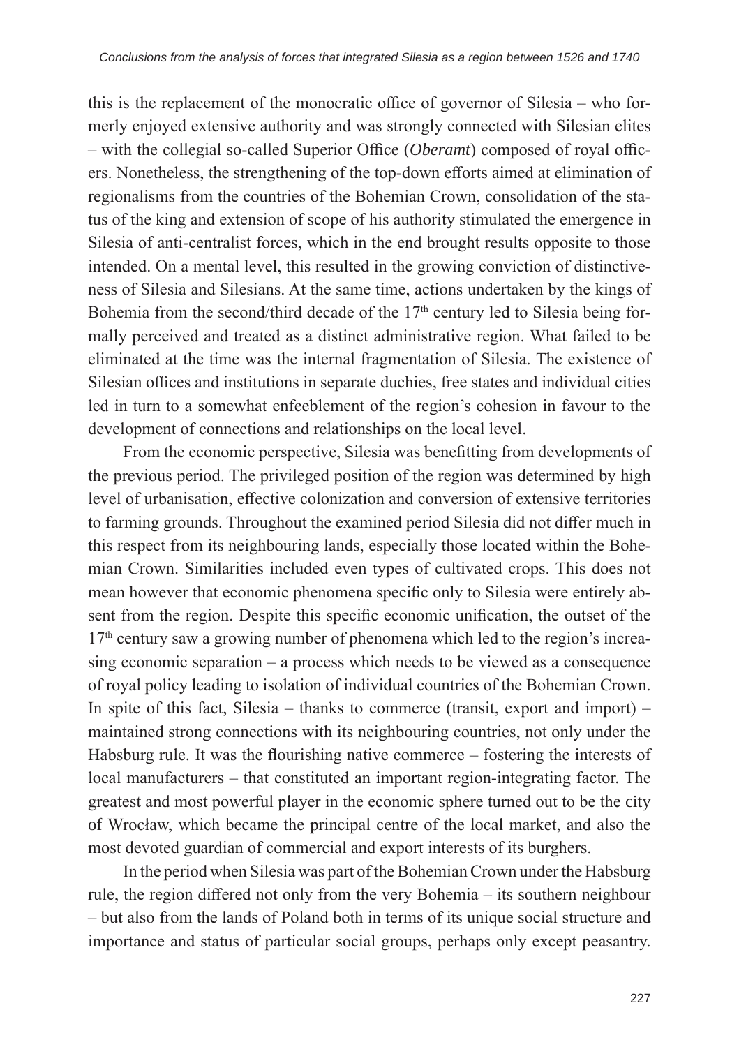this is the replacement of the monocratic office of governor of Silesia – who formerly enjoyed extensive authority and was strongly connected with Silesian elites – with the collegial so-called Superior Office (*Oberamt*) composed of royal officers. Nonetheless, the strengthening of the top-down efforts aimed at elimination of regionalisms from the countries of the Bohemian Crown, consolidation of the status of the king and extension of scope of his authority stimulated the emergence in Silesia of anti-centralist forces, which in the end brought results opposite to those intended. On a mental level, this resulted in the growing conviction of distinctiveness of Silesia and Silesians. At the same time, actions undertaken by the kings of Bohemia from the second/third decade of the 17th century led to Silesia being formally perceived and treated as a distinct administrative region. What failed to be eliminated at the time was the internal fragmentation of Silesia. The existence of Silesian offices and institutions in separate duchies, free states and individual cities led in turn to a somewhat enfeeblement of the region's cohesion in favour to the development of connections and relationships on the local level.

From the economic perspective, Silesia was benefitting from developments of the previous period. The privileged position of the region was determined by high level of urbanisation, effective colonization and conversion of extensive territories to farming grounds. Throughout the examined period Silesia did not differ much in this respect from its neighbouring lands, especially those located within the Bohemian Crown. Similarities included even types of cultivated crops. This does not mean however that economic phenomena specific only to Silesia were entirely absent from the region. Despite this specific economic unification, the outset of the 17th century saw a growing number of phenomena which led to the region's increasing economic separation – a process which needs to be viewed as a consequence of royal policy leading to isolation of individual countries of the Bohemian Crown. In spite of this fact, Silesia – thanks to commerce (transit, export and import) – maintained strong connections with its neighbouring countries, not only under the Habsburg rule. It was the flourishing native commerce – fostering the interests of local manufacturers – that constituted an important region-integrating factor. The greatest and most powerful player in the economic sphere turned out to be the city of Wrocław, which became the principal centre of the local market, and also the most devoted guardian of commercial and export interests of its burghers.

In the period when Silesia was part of the Bohemian Crown under the Habsburg rule, the region differed not only from the very Bohemia – its southern neighbour – but also from the lands of Poland both in terms of its unique social structure and importance and status of particular social groups, perhaps only except peasantry.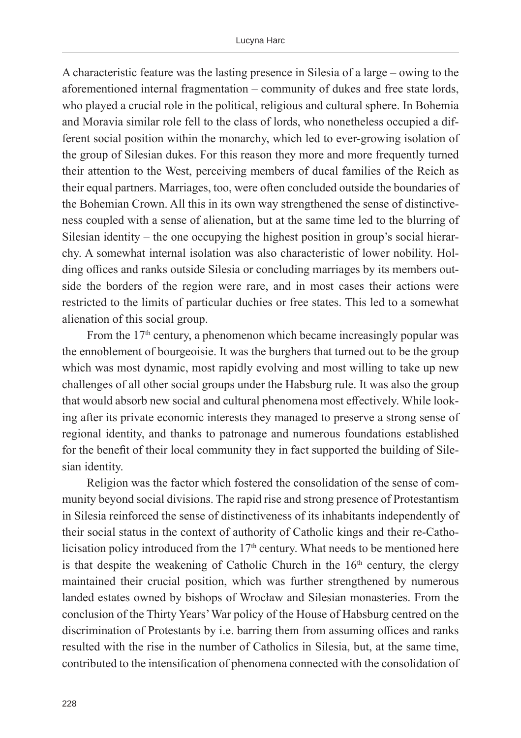A characteristic feature was the lasting presence in Silesia of a large – owing to the aforementioned internal fragmentation – community of dukes and free state lords, who played a crucial role in the political, religious and cultural sphere. In Bohemia and Moravia similar role fell to the class of lords, who nonetheless occupied a different social position within the monarchy, which led to ever-growing isolation of the group of Silesian dukes. For this reason they more and more frequently turned their attention to the West, perceiving members of ducal families of the Reich as their equal partners. Marriages, too, were often concluded outside the boundaries of the Bohemian Crown. All this in its own way strengthened the sense of distinctiveness coupled with a sense of alienation, but at the same time led to the blurring of Silesian identity – the one occupying the highest position in group's social hierarchy. A somewhat internal isolation was also characteristic of lower nobility. Holding offices and ranks outside Silesia or concluding marriages by its members outside the borders of the region were rare, and in most cases their actions were restricted to the limits of particular duchies or free states. This led to a somewhat alienation of this social group.

From the 17th century, a phenomenon which became increasingly popular was the ennoblement of bourgeoisie. It was the burghers that turned out to be the group which was most dynamic, most rapidly evolving and most willing to take up new challenges of all other social groups under the Habsburg rule. It was also the group that would absorb new social and cultural phenomena most effectively. While looking after its private economic interests they managed to preserve a strong sense of regional identity, and thanks to patronage and numerous foundations established for the benefit of their local community they in fact supported the building of Silesian identity.

Religion was the factor which fostered the consolidation of the sense of community beyond social divisions. The rapid rise and strong presence of Protestantism in Silesia reinforced the sense of distinctiveness of its inhabitants independently of their social status in the context of authority of Catholic kings and their re-Catholicisation policy introduced from the 17th century. What needs to be mentioned here is that despite the weakening of Catholic Church in the 16th century, the clergy maintained their crucial position, which was further strengthened by numerous landed estates owned by bishops of Wrocław and Silesian monasteries. From the conclusion of the Thirty Years' War policy of the House of Habsburg centred on the discrimination of Protestants by i.e. barring them from assuming offices and ranks resulted with the rise in the number of Catholics in Silesia, but, at the same time, contributed to the intensification of phenomena connected with the consolidation of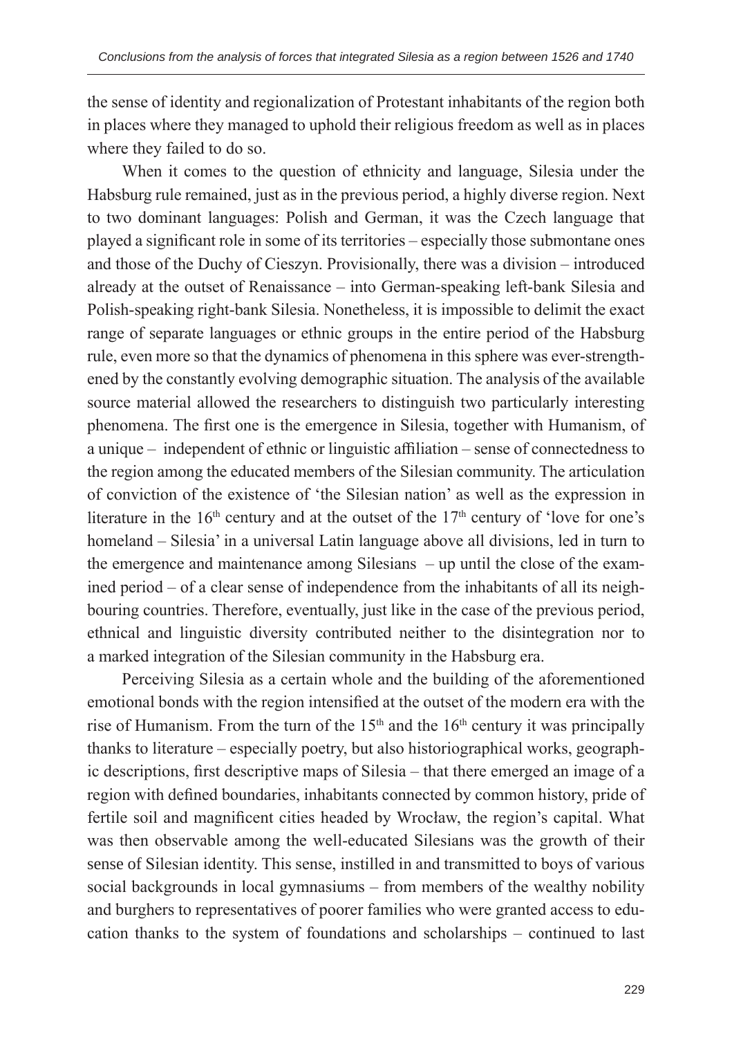the sense of identity and regionalization of Protestant inhabitants of the region both in places where they managed to uphold their religious freedom as well as in places where they failed to do so.

When it comes to the question of ethnicity and language, Silesia under the Habsburg rule remained, just as in the previous period, a highly diverse region. Next to two dominant languages: Polish and German, it was the Czech language that played a significant role in some of its territories – especially those submontane ones and those of the Duchy of Cieszyn. Provisionally, there was a division – introduced already at the outset of Renaissance – into German-speaking left-bank Silesia and Polish-speaking right-bank Silesia. Nonetheless, it is impossible to delimit the exact range of separate languages or ethnic groups in the entire period of the Habsburg rule, even more so that the dynamics of phenomena in this sphere was ever-strengthened by the constantly evolving demographic situation. The analysis of the available source material allowed the researchers to distinguish two particularly interesting phenomena. The first one is the emergence in Silesia, together with Humanism, of a unique – independent of ethnic or linguistic affiliation – sense of connectedness to the region among the educated members of the Silesian community. The articulation of conviction of the existence of 'the Silesian nation' as well as the expression in literature in the 16th century and at the outset of the 17th century of 'love for one's homeland – Silesia' in a universal Latin language above all divisions, led in turn to the emergence and maintenance among Silesians – up until the close of the examined period – of a clear sense of independence from the inhabitants of all its neighbouring countries. Therefore, eventually, just like in the case of the previous period, ethnical and linguistic diversity contributed neither to the disintegration nor to a marked integration of the Silesian community in the Habsburg era.

Perceiving Silesia as a certain whole and the building of the aforementioned emotional bonds with the region intensified at the outset of the modern era with the rise of Humanism. From the turn of the 15th and the 16th century it was principally thanks to literature – especially poetry, but also historiographical works, geographic descriptions, first descriptive maps of Silesia – that there emerged an image of a region with defined boundaries, inhabitants connected by common history, pride of fertile soil and magnificent cities headed by Wrocław, the region's capital. What was then observable among the well-educated Silesians was the growth of their sense of Silesian identity. This sense, instilled in and transmitted to boys of various social backgrounds in local gymnasiums – from members of the wealthy nobility and burghers to representatives of poorer families who were granted access to education thanks to the system of foundations and scholarships – continued to last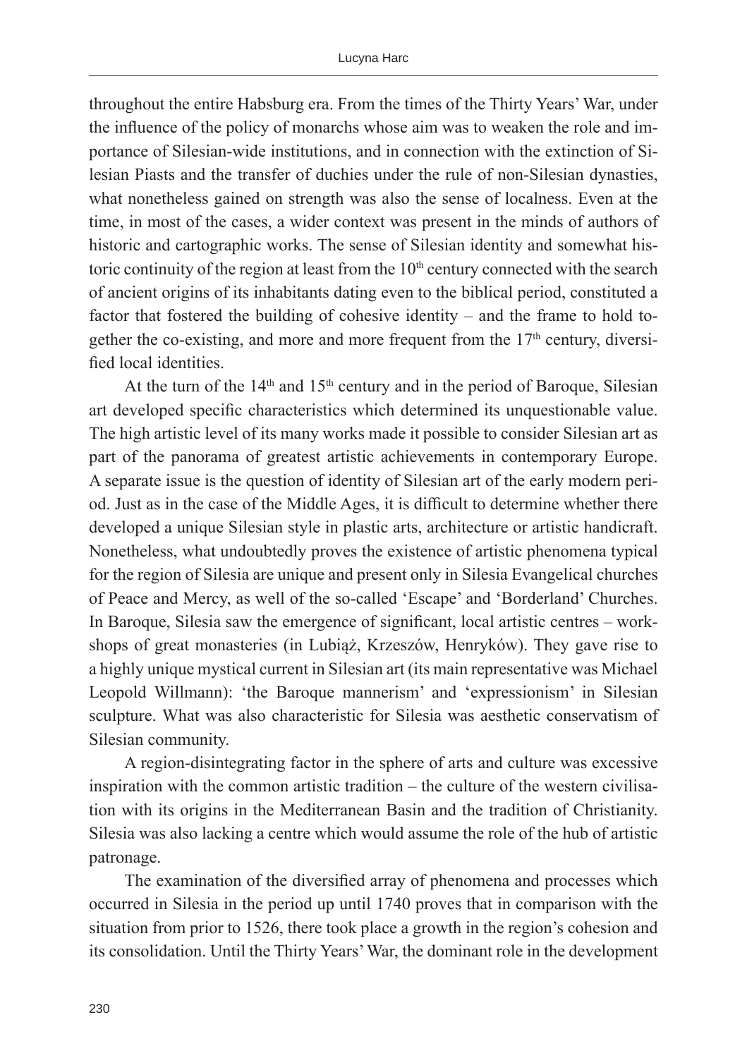throughout the entire Habsburg era. From the times of the Thirty Years' War, under the influence of the policy of monarchs whose aim was to weaken the role and importance of Silesian-wide institutions, and in connection with the extinction of Silesian Piasts and the transfer of duchies under the rule of non-Silesian dynasties, what nonetheless gained on strength was also the sense of localness. Even at the time, in most of the cases, a wider context was present in the minds of authors of historic and cartographic works. The sense of Silesian identity and somewhat historic continuity of the region at least from the 10th century connected with the search of ancient origins of its inhabitants dating even to the biblical period, constituted a factor that fostered the building of cohesive identity – and the frame to hold together the co-existing, and more and more frequent from the 17th century, diversified local identities.

At the turn of the 14th and 15th century and in the period of Baroque, Silesian art developed specific characteristics which determined its unquestionable value. The high artistic level of its many works made it possible to consider Silesian art as part of the panorama of greatest artistic achievements in contemporary Europe. A separate issue is the question of identity of Silesian art of the early modern period. Just as in the case of the Middle Ages, it is difficult to determine whether there developed a unique Silesian style in plastic arts, architecture or artistic handicraft. Nonetheless, what undoubtedly proves the existence of artistic phenomena typical for the region of Silesia are unique and present only in Silesia Evangelical churches of Peace and Mercy, as well of the so-called 'Escape' and 'Borderland' Churches. In Baroque, Silesia saw the emergence of significant, local artistic centres – workshops of great monasteries (in Lubiąż, Krzeszów, Henryków). They gave rise to a highly unique mystical current in Silesian art (its main representative was Michael Leopold Willmann): 'the Baroque mannerism' and 'expressionism' in Silesian sculpture. What was also characteristic for Silesia was aesthetic conservatism of Silesian community.

A region-disintegrating factor in the sphere of arts and culture was excessive inspiration with the common artistic tradition – the culture of the western civilisation with its origins in the Mediterranean Basin and the tradition of Christianity. Silesia was also lacking a centre which would assume the role of the hub of artistic patronage.

The examination of the diversified array of phenomena and processes which occurred in Silesia in the period up until 1740 proves that in comparison with the situation from prior to 1526, there took place a growth in the region's cohesion and its consolidation. Until the Thirty Years' War, the dominant role in the development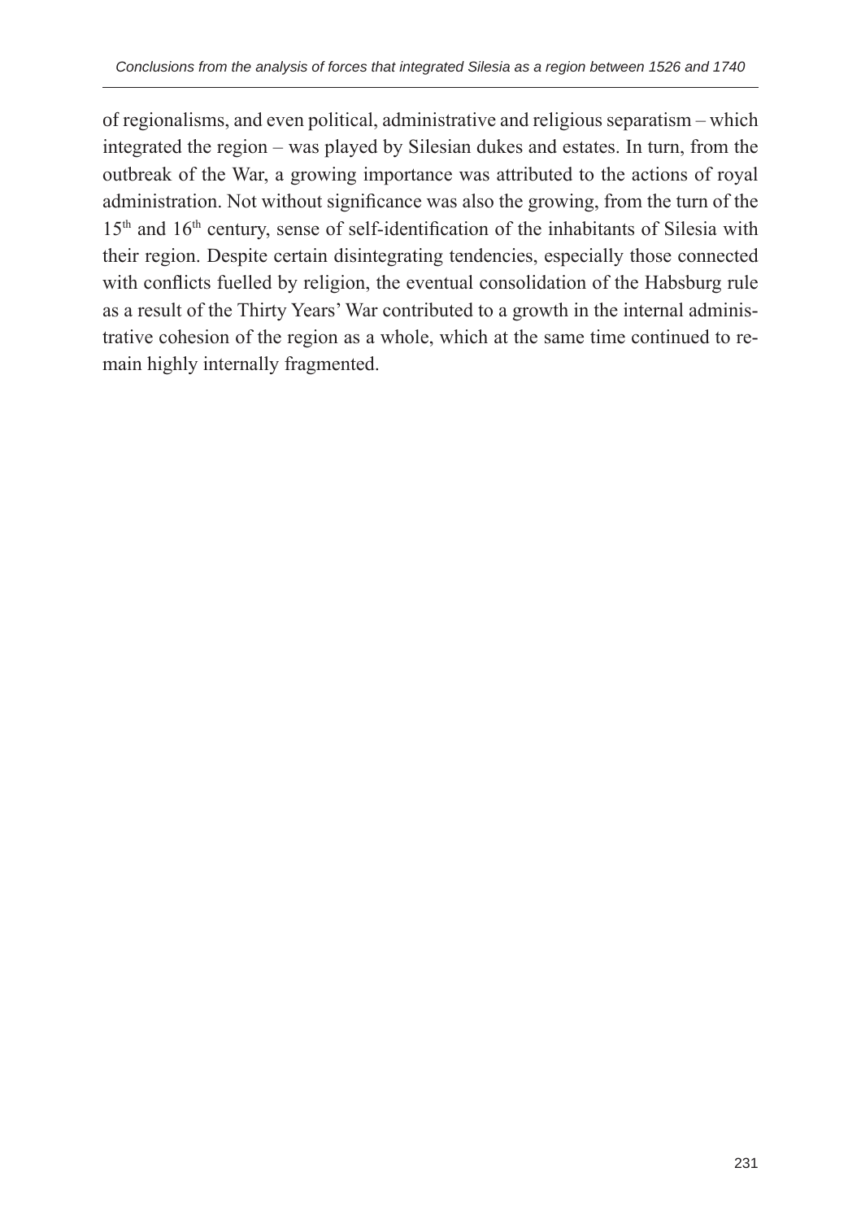of regionalisms, and even political, administrative and religious separatism – which integrated the region – was played by Silesian dukes and estates. In turn, from the outbreak of the War, a growing importance was attributed to the actions of royal administration. Not without significance was also the growing, from the turn of the 15th and 16th century, sense of self-identification of the inhabitants of Silesia with their region. Despite certain disintegrating tendencies, especially those connected with conflicts fuelled by religion, the eventual consolidation of the Habsburg rule as a result of the Thirty Years' War contributed to a growth in the internal administrative cohesion of the region as a whole, which at the same time continued to remain highly internally fragmented.